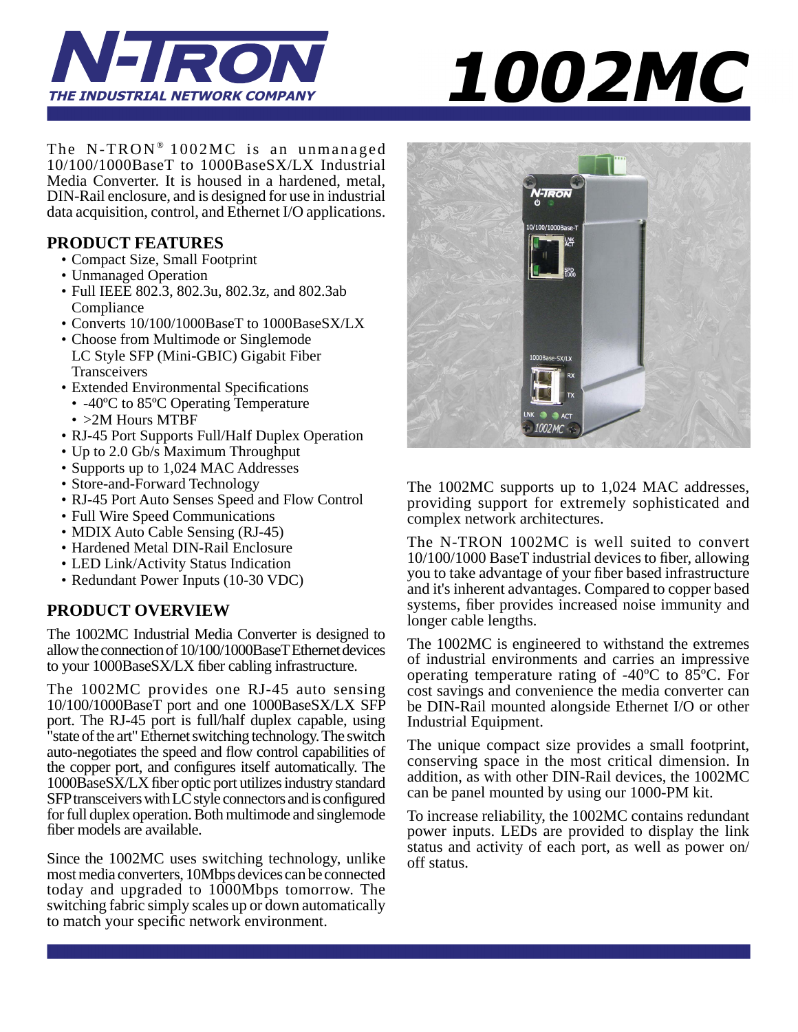# N-TRON

THE INDUSTRIAL NETWORK COMPANY

# 1002MC

The N-TRON® 1002MC is an unmanaged 10/100/1000BaseT to 1000BaseSX/LX Industrial Media Converter. It is housed in a hardened, metal, DIN-Rail enclosure, and is designed for use in industrial data acquisition, control, and Ethernet I/O applications.

## PRODUCT FEATURES

- Compact Size, Small Footprint
- Unmanaged Operation
- Full IEEE 802.3, 802.3u, 802.3z, and 802.3ab Compliance
- Converts 10/100/1000BaseT to 1000BaseSX/LX
- Choose from Multimode or Singlemode LC Style SFP (Mini-GBIC) Gigabit Fiber Transceivers
- Extended Environmental Specifications
  - -40ºC to 85ºC Operating Temperature
  - >2M Hours MTBF
- RJ-45 Port Supports Full/Half Duplex Operation
- Up to 2.0 Gb/s Maximum Throughput
- Supports up to 1,024 MAC Addresses
- Store-and-Forward Technology
- RJ-45 Port Auto Senses Speed and Flow Control
- Full Wire Speed Communications
- MDIX Auto Cable Sensing (RJ-45)
- Hardened Metal DIN-Rail Enclosure
- LED Link/Activity Status Indication
- Redundant Power Inputs (10-30 VDC)

## PRODUCT OVERVIEW

The 1002MC Industrial Media Converter is designed to allow the connection of 10/100/1000BaseT Ethernet devices to your 1000BaseSX/LX fiber cabling infrastructure.

The 1002MC provides one RJ-45 auto sensing 10/100/1000BaseT port and one 1000BaseSX/LX SFP port. The RJ-45 port is full/half duplex capable, using "state of the art" Ethernet switching technology. The switch auto-negotiates the speed and flow control capabilities of the copper port, and configures itself automatically. The 1000BaseSX/LX fiber optic port utilizes industry standard SFP transceivers with LC style connectors and is configured for full duplex operation. Both multimode and singlemode fiber models are available.

Since the 1002MC uses switching technology, unlike most media converters, 10Mbps devices can be connected today and upgraded to 1000Mbps tomorrow. The switching fabric simply scales up or down automatically to match your specific network environment.

The 1002MC supports up to 1,024 MAC addresses, providing support for extremely sophisticated and complex network architectures.

The N-TRON 1002MC is well suited to convert 10/100/1000 BaseT industrial devices to fiber, allowing you to take advantage of your fiber based infrastructure and it's inherent advantages. Compared to copper based systems, fiber provides increased noise immunity and longer cable lengths.

The 1002MC is engineered to withstand the extremes of industrial environments and carries an impressive operating temperature rating of -40ºC to 85ºC. For cost savings and convenience the media converter can be DIN-Rail mounted alongside Ethernet I/O or other Industrial Equipment.

The unique compact size provides a small footprint, conserving space in the most critical dimension. In addition, as with other DIN-Rail devices, the 1002MC can be panel mounted by using our 1000-PM kit.

To increase reliability, the 1002MC contains redundant power inputs. LEDs are provided to display the link status and activity of each port, as well as power on/off status.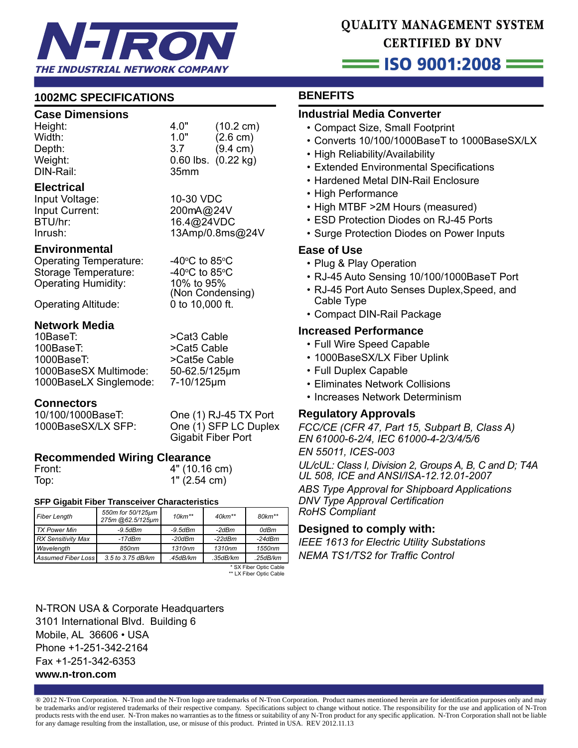N-TRON
THE INDUSTRIAL NETWORK COMPANY

QUALITY MANAGEMENT SYSTEM
CERTIFIED BY DNV
ISO 9001:2008

## 1002MC SPECIFICATIONS

### Case Dimensions

| | | |
|---|---|---|
| Height: | 4.0" | (10.2 cm) |
| Width: | 1.0" | (2.6 cm) |
| Depth: | 3.7 | (9.4 cm) |
| Weight: | 0.60 lbs. | (0.22 kg) |
| DIN-Rail: | 35mm | |

### Electrical

| | |
|---|---|
| Input Voltage: | 10-30 VDC |
| Input Current: | 200mA@24V |
| BTU/hr: | 16.4@24VDC |
| Inrush: | 13Amp/0.8ms@24V |

### Environmental

| | |
|---|---|
| Operating Temperature: | -40°C to 85°C |
| Storage Temperature: | -40°C to 85°C |
| Operating Humidity: | 10% to 95% (Non Condensing) |
| Operating Altitude: | 0 to 10,000 ft. |

### Network Media

| | |
|---|---|
| 10BaseT: | >Cat3 Cable |
| 100BaseT: | >Cat5 Cable |
| 1000BaseT: | >Cat5e Cable |
| 1000BaseSX Multimode: | 50-62.5/125µm |
| 1000BaseLX Singlemode: | 7-10/125µm |

### Connectors

| | |
|---|---|
| 10/100/1000BaseT: | One (1) RJ-45 TX Port |
| 1000BaseSX/LX SFP: | One (1) SFP LC Duplex Gigabit Fiber Port |

### Recommended Wiring Clearance

| | |
|---|---|
| Front: | 4" (10.16 cm) |
| Top: | 1" (2.54 cm) |

#### SFP Gigabit Fiber Transceiver Characteristics

| *Fiber Length* | *550m for 50/125µm 275m @62.5/125µm* | *10km\*\** | *40km\*\** | *80km\*\** |
|---|---|---|---|---|
| *TX Power Min* | *-9.5dBm* | *-9.5dBm* | *-2dBm* | *0dBm* |
| *RX Sensitivity Max* | *-17dBm* | *-20dBm* | *-22dBm* | *-24dBm* |
| *Wavelength* | *850nm* | *1310nm* | *1310nm* | *1550nm* |
| *Assumed Fiber Loss* | *3.5 to 3.75 dB/km* | *.45dB/km* | *.35dB/km* | *.25dB/km* |

\* SX Fiber Optic Cable
\*\* LX Fiber Optic Cable

N-TRON USA & Corporate Headquarters
3101 International Blvd. Building 6
Mobile, AL 36606 • USA
Phone +1-251-342-2164
Fax +1-251-342-6353
**www.n-tron.com**

## BENEFITS

### Industrial Media Converter

- Compact Size, Small Footprint
- Converts 10/100/1000BaseT to 1000BaseSX/LX
- High Reliability/Availability
- Extended Environmental Specifications
- Hardened Metal DIN-Rail Enclosure
- High Performance
- High MTBF >2M Hours (measured)
- ESD Protection Diodes on RJ-45 Ports
- Surge Protection Diodes on Power Inputs

### Ease of Use

- Plug & Play Operation
- RJ-45 Auto Sensing 10/100/1000BaseT Port
- RJ-45 Port Auto Senses Duplex,Speed, and Cable Type
- Compact DIN-Rail Package

### Increased Performance

- Full Wire Speed Capable
- 1000BaseSX/LX Fiber Uplink
- Full Duplex Capable
- Eliminates Network Collisions
- Increases Network Determinism

### Regulatory Approvals

*FCC/CE (CFR 47, Part 15, Subpart B, Class A)*
*EN 61000-6-2/4, IEC 61000-4-2/3/4/5/6*
*EN 55011, ICES-003*
*UL/cUL: Class I, Division 2, Groups A, B, C and D; T4A*
*UL 508, ICE and ANSI/ISA-12.12.01-2007*
*ABS Type Approval for Shipboard Applications*
*DNV Type Approval Certification*
*RoHS Compliant*

### Designed to comply with:

*IEEE 1613 for Electric Utility Substations*
*NEMA TS1/TS2 for Traffic Control*

® 2012 N-Tron Corporation. N-Tron and the N-Tron logo are trademarks of N-Tron Corporation. Product names mentioned herein are for identification purposes only and may be trademarks and/or registered trademarks of their respective company. Specifications subject to change without notice. The responsibility for the use and application of N-Tron products rests with the end user. N-Tron makes no warranties as to the fitness or suitability of any N-Tron product for any specific application. N-Tron Corporation shall not be liable for any damage resulting from the installation, use, or misuse of this product. Printed in USA. REV 2012.11.13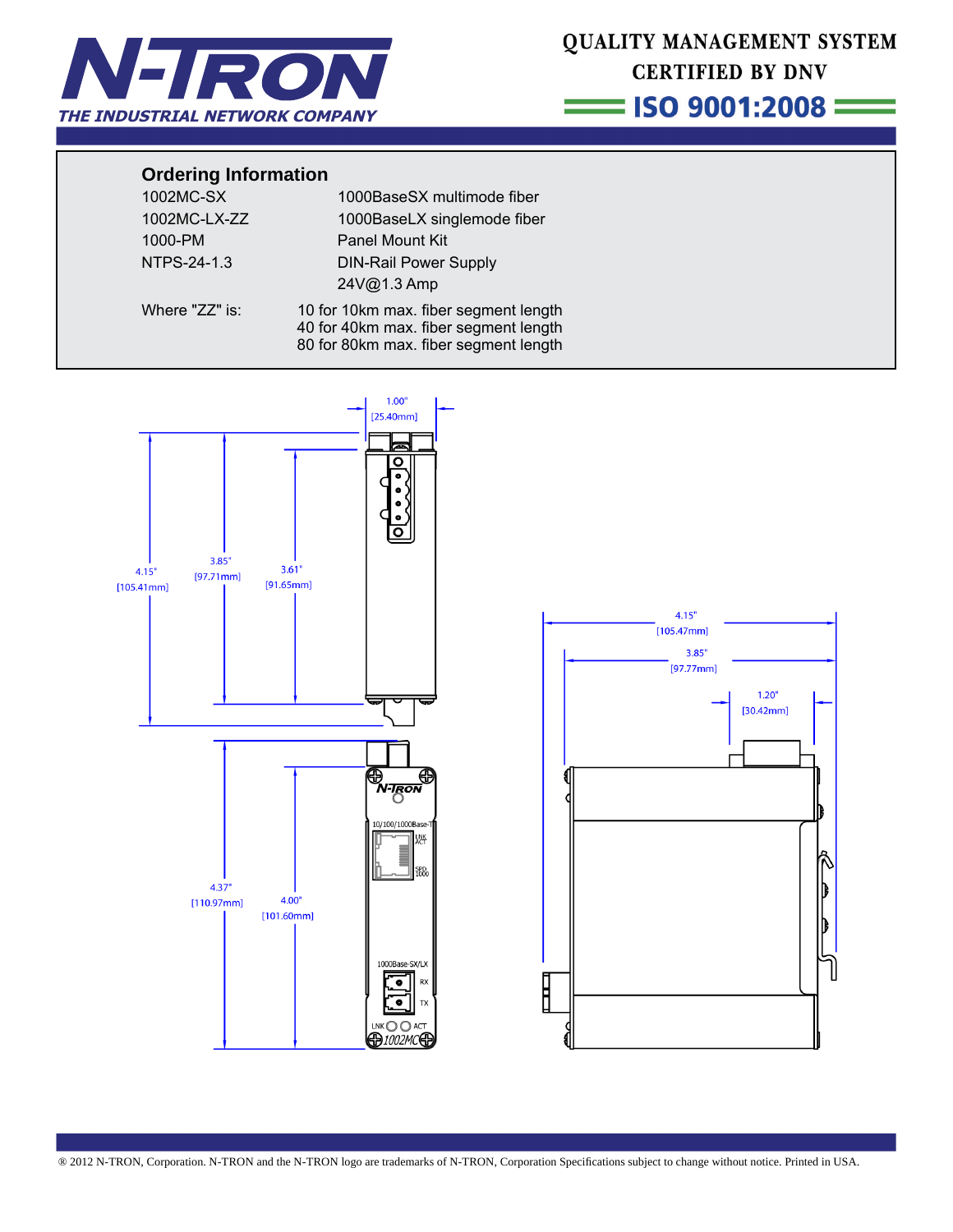## Ordering Information

| | |
|---|---|
| 1002MC-SX | 1000BaseSX multimode fiber |
| 1002MC-LX-ZZ | 1000BaseLX singlemode fiber |
| 1000-PM | Panel Mount Kit |
| NTPS-24-1.3 | DIN-Rail Power Supply 24V@1.3 Amp |

Where "ZZ" is:
10 for 10km max. fiber segment length
40 for 40km max. fiber segment length
80 for 80km max. fiber segment length

1.00" [25.40mm]
4.15" [105.41mm]
3.85" [97.71mm]
3.61" [91.65mm]
4.37" [110.97mm]
4.00" [101.60mm]
4.15" [105.47mm]
3.85" [97.77mm]
1.20" [30.42mm]

N-TRON
10/100/1000Base-T
LNK ACT
SPD 1000
1000Base-SX/LX
RX
TX
LNK ACT
1002MC

® 2012 N-TRON, Corporation. N-TRON and the N-TRON logo are trademarks of N-TRON, Corporation Specifications subject to change without notice. Printed in USA.